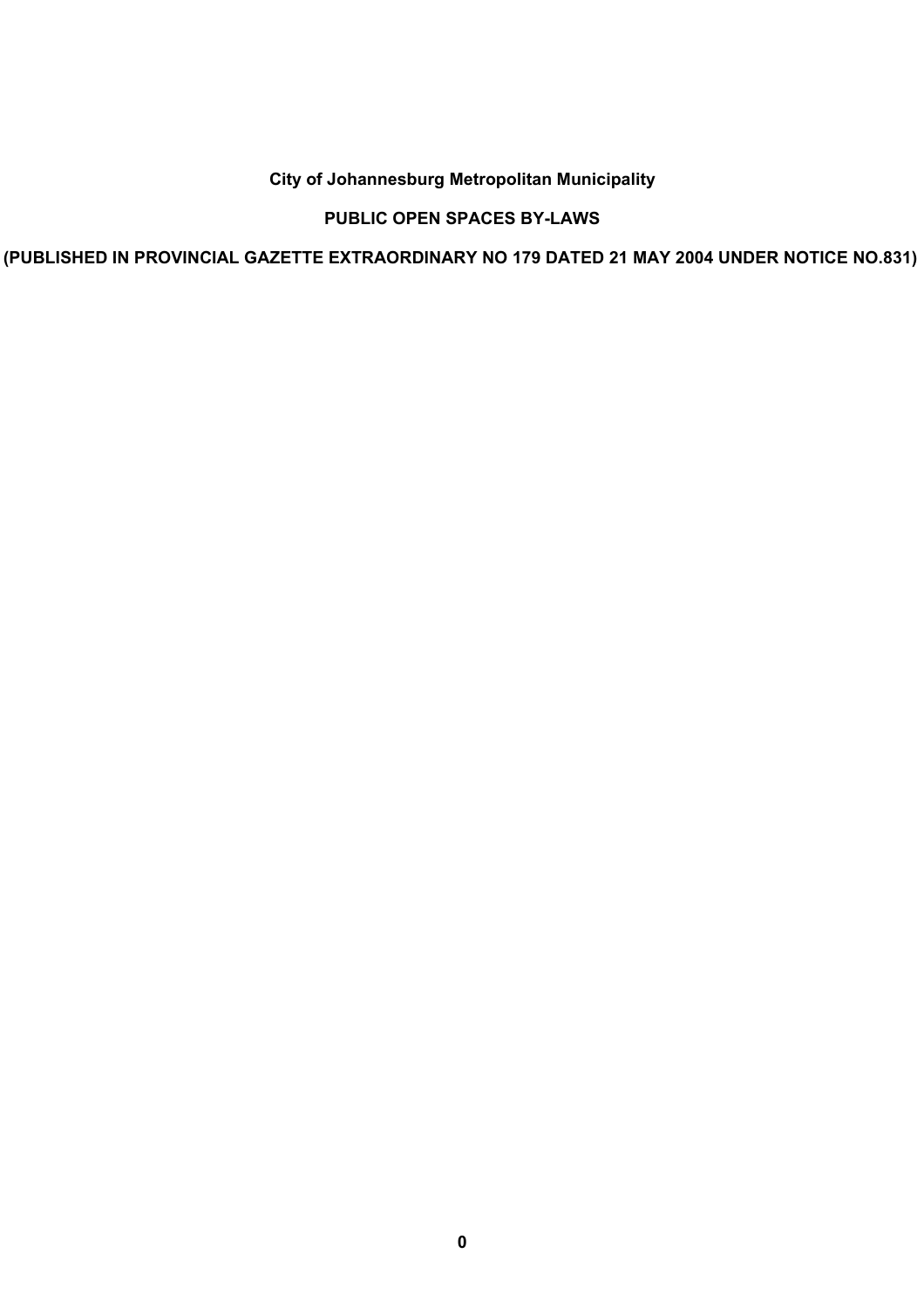**City of Johannesburg Metropolitan Municipality**

**PUBLIC OPEN SPACES BY-LAWS**

**(PUBLISHED IN PROVINCIAL GAZETTE EXTRAORDINARY NO 179 DATED 21 MAY 2004 UNDER NOTICE NO.831)**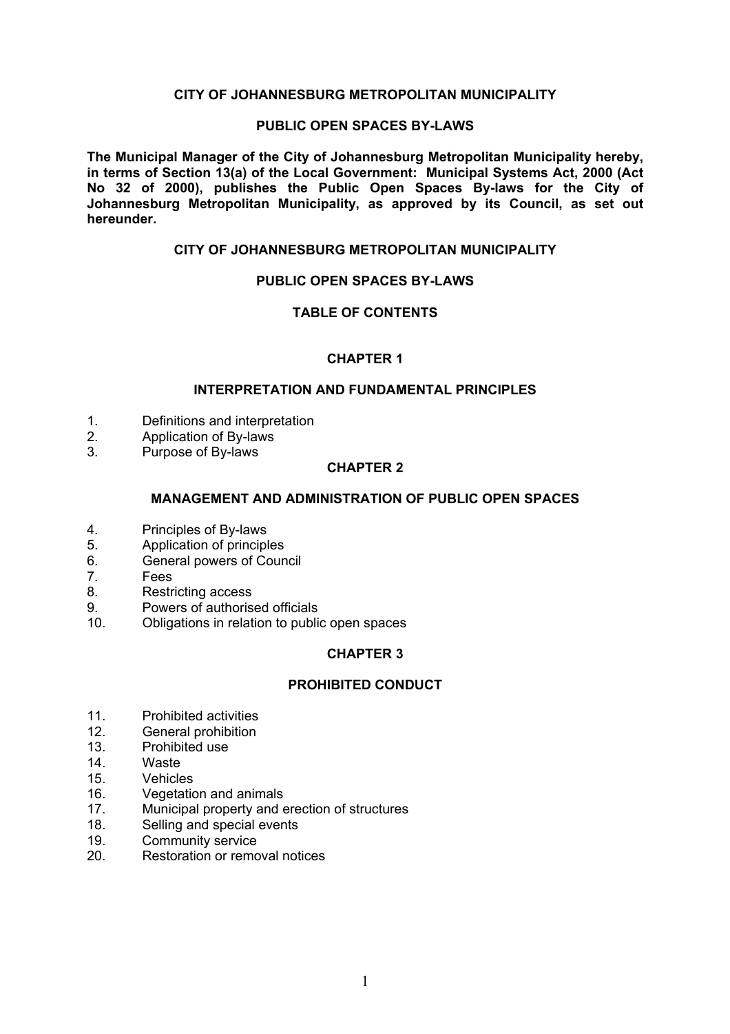**CITY OF JOHANNESBURG METROPOLITAN MUNICIPALITY**

**PUBLIC OPEN SPACES BY-LAWS**

**The Municipal Manager of the City of Johannesburg Metropolitan Municipality hereby, in terms of Section 13(a) of the Local Government: Municipal Systems Act, 2000 (Act No 32 of 2000), publishes the Public Open Spaces By-laws for the City of Johannesburg Metropolitan Municipality, as approved by its Council, as set out hereunder.**

**CITY OF JOHANNESBURG METROPOLITAN MUNICIPALITY**

**PUBLIC OPEN SPACES BY-LAWS**

**TABLE OF CONTENTS**

**CHAPTER 1**

**INTERPRETATION AND FUNDAMENTAL PRINCIPLES**

1. Definitions and interpretation
2. Application of By-laws
3. Purpose of By-laws

**CHAPTER 2**

**MANAGEMENT AND ADMINISTRATION OF PUBLIC OPEN SPACES**

4. Principles of By-laws
5. Application of principles
6. General powers of Council
7. Fees
8. Restricting access
9. Powers of authorised officials
10. Obligations in relation to public open spaces

**CHAPTER 3**

**PROHIBITED CONDUCT**

11. Prohibited activities
12. General prohibition
13. Prohibited use
14. Waste
15. Vehicles
16. Vegetation and animals
17. Municipal property and erection of structures
18. Selling and special events
19. Community service
20. Restoration or removal notices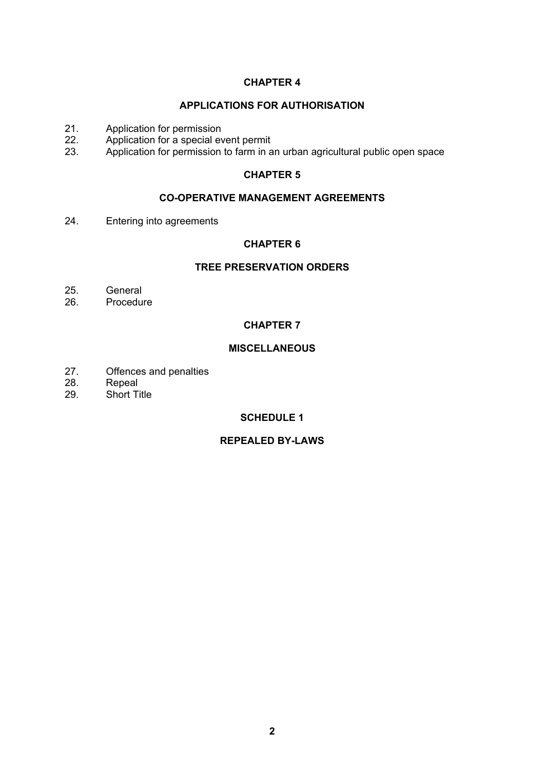## CHAPTER 4

## APPLICATIONS FOR AUTHORISATION

21. Application for permission
22. Application for a special event permit
23. Application for permission to farm in an urban agricultural public open space

## CHAPTER 5

## CO-OPERATIVE MANAGEMENT AGREEMENTS

24. Entering into agreements

## CHAPTER 6

## TREE PRESERVATION ORDERS

25. General
26. Procedure

## CHAPTER 7

## MISCELLANEOUS

27. Offences and penalties
28. Repeal
29. Short Title

## SCHEDULE 1

## REPEALED BY-LAWS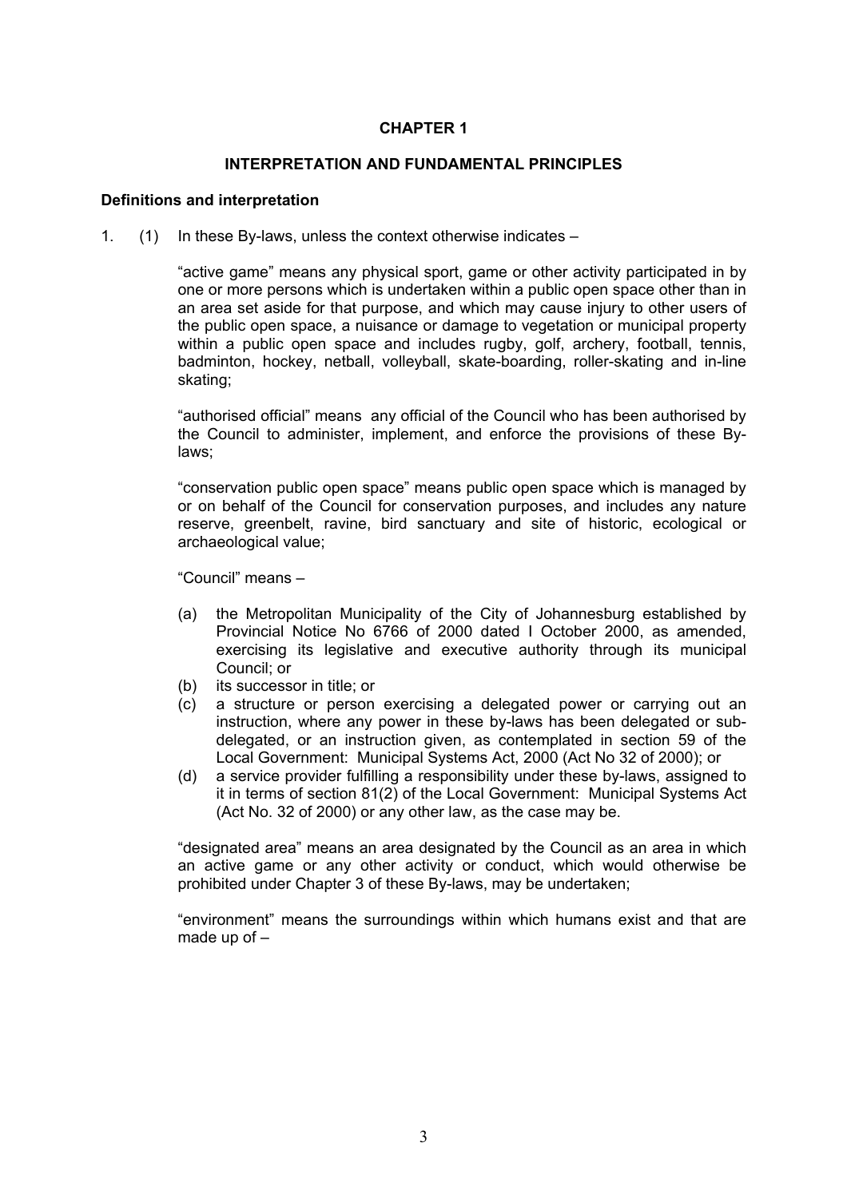# CHAPTER 1

## INTERPRETATION AND FUNDAMENTAL PRINCIPLES

### Definitions and interpretation

1. (1) In these By-laws, unless the context otherwise indicates –

"active game" means any physical sport, game or other activity participated in by one or more persons which is undertaken within a public open space other than in an area set aside for that purpose, and which may cause injury to other users of the public open space, a nuisance or damage to vegetation or municipal property within a public open space and includes rugby, golf, archery, football, tennis, badminton, hockey, netball, volleyball, skate-boarding, roller-skating and in-line skating;

"authorised official" means any official of the Council who has been authorised by the Council to administer, implement, and enforce the provisions of these By-laws;

"conservation public open space" means public open space which is managed by or on behalf of the Council for conservation purposes, and includes any nature reserve, greenbelt, ravine, bird sanctuary and site of historic, ecological or archaeological value;

"Council" means –

- (a) the Metropolitan Municipality of the City of Johannesburg established by Provincial Notice No 6766 of 2000 dated I October 2000, as amended, exercising its legislative and executive authority through its municipal Council; or
- (b) its successor in title; or
- (c) a structure or person exercising a delegated power or carrying out an instruction, where any power in these by-laws has been delegated or sub-delegated, or an instruction given, as contemplated in section 59 of the Local Government: Municipal Systems Act, 2000 (Act No 32 of 2000); or
- (d) a service provider fulfilling a responsibility under these by-laws, assigned to it in terms of section 81(2) of the Local Government: Municipal Systems Act (Act No. 32 of 2000) or any other law, as the case may be.

"designated area" means an area designated by the Council as an area in which an active game or any other activity or conduct, which would otherwise be prohibited under Chapter 3 of these By-laws, may be undertaken;

"environment" means the surroundings within which humans exist and that are made up of –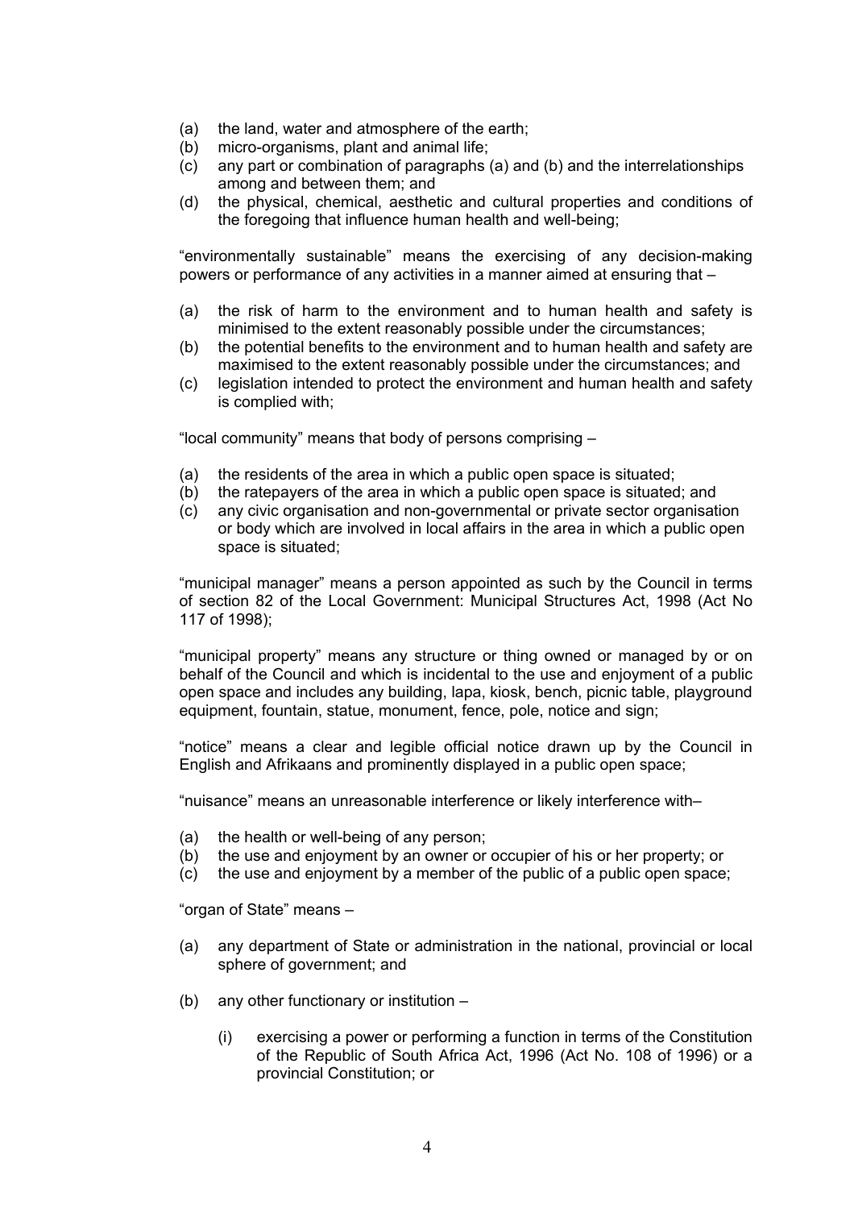(a) the land, water and atmosphere of the earth;
(b) micro-organisms, plant and animal life;
(c) any part or combination of paragraphs (a) and (b) and the interrelationships among and between them; and
(d) the physical, chemical, aesthetic and cultural properties and conditions of the foregoing that influence human health and well-being;

"environmentally sustainable" means the exercising of any decision-making powers or performance of any activities in a manner aimed at ensuring that –

(a) the risk of harm to the environment and to human health and safety is minimised to the extent reasonably possible under the circumstances;
(b) the potential benefits to the environment and to human health and safety are maximised to the extent reasonably possible under the circumstances; and
(c) legislation intended to protect the environment and human health and safety is complied with;

"local community" means that body of persons comprising –

(a) the residents of the area in which a public open space is situated;
(b) the ratepayers of the area in which a public open space is situated; and
(c) any civic organisation and non-governmental or private sector organisation or body which are involved in local affairs in the area in which a public open space is situated;

"municipal manager" means a person appointed as such by the Council in terms of section 82 of the Local Government: Municipal Structures Act, 1998 (Act No 117 of 1998);

"municipal property" means any structure or thing owned or managed by or on behalf of the Council and which is incidental to the use and enjoyment of a public open space and includes any building, lapa, kiosk, bench, picnic table, playground equipment, fountain, statue, monument, fence, pole, notice and sign;

"notice" means a clear and legible official notice drawn up by the Council in English and Afrikaans and prominently displayed in a public open space;

"nuisance" means an unreasonable interference or likely interference with–

(a) the health or well-being of any person;
(b) the use and enjoyment by an owner or occupier of his or her property; or
(c) the use and enjoyment by a member of the public of a public open space;

"organ of State" means –

(a) any department of State or administration in the national, provincial or local sphere of government; and

(b) any other functionary or institution –

    (i) exercising a power or performing a function in terms of the Constitution of the Republic of South Africa Act, 1996 (Act No. 108 of 1996) or a provincial Constitution; or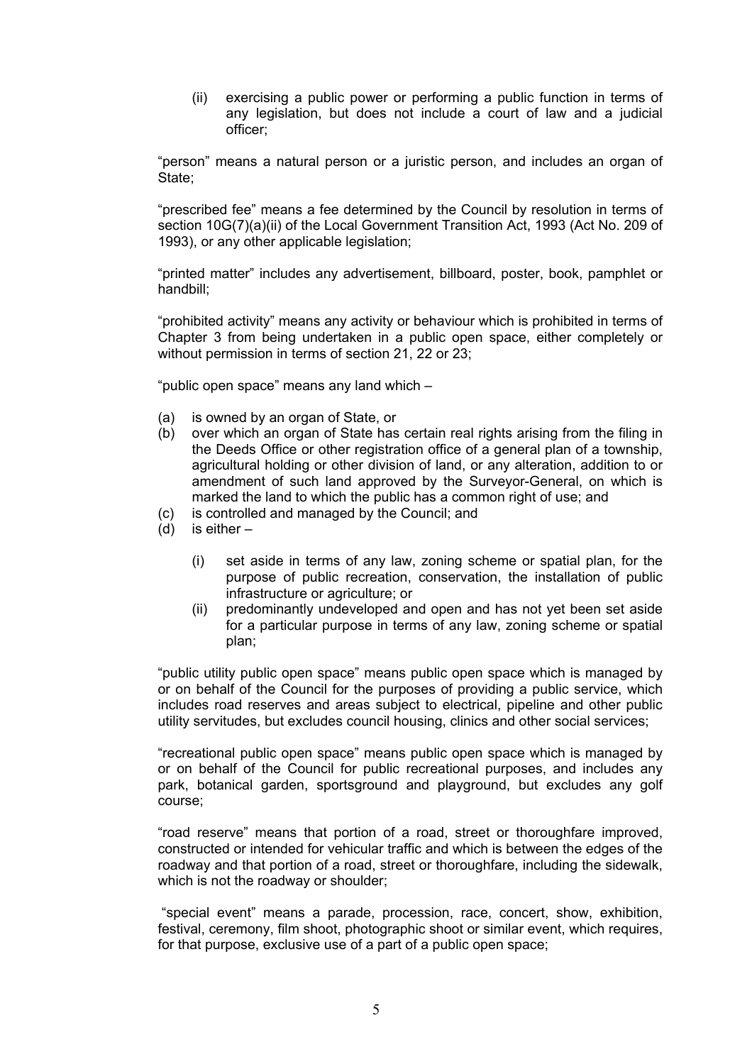(ii) exercising a public power or performing a public function in terms of any legislation, but does not include a court of law and a judicial officer;

"person" means a natural person or a juristic person, and includes an organ of State;

"prescribed fee" means a fee determined by the Council by resolution in terms of section 10G(7)(a)(ii) of the Local Government Transition Act, 1993 (Act No. 209 of 1993), or any other applicable legislation;

"printed matter" includes any advertisement, billboard, poster, book, pamphlet or handbill;

"prohibited activity" means any activity or behaviour which is prohibited in terms of Chapter 3 from being undertaken in a public open space, either completely or without permission in terms of section 21, 22 or 23;

"public open space" means any land which –

(a) is owned by an organ of State, or
(b) over which an organ of State has certain real rights arising from the filing in the Deeds Office or other registration office of a general plan of a township, agricultural holding or other division of land, or any alteration, addition to or amendment of such land approved by the Surveyor-General, on which is marked the land to which the public has a common right of use; and
(c) is controlled and managed by the Council; and
(d) is either –
    (i) set aside in terms of any law, zoning scheme or spatial plan, for the purpose of public recreation, conservation, the installation of public infrastructure or agriculture; or
    (ii) predominantly undeveloped and open and has not yet been set aside for a particular purpose in terms of any law, zoning scheme or spatial plan;

"public utility public open space" means public open space which is managed by or on behalf of the Council for the purposes of providing a public service, which includes road reserves and areas subject to electrical, pipeline and other public utility servitudes, but excludes council housing, clinics and other social services;

"recreational public open space" means public open space which is managed by or on behalf of the Council for public recreational purposes, and includes any park, botanical garden, sportsground and playground, but excludes any golf course;

"road reserve" means that portion of a road, street or thoroughfare improved, constructed or intended for vehicular traffic and which is between the edges of the roadway and that portion of a road, street or thoroughfare, including the sidewalk, which is not the roadway or shoulder;

"special event" means a parade, procession, race, concert, show, exhibition, festival, ceremony, film shoot, photographic shoot or similar event, which requires, for that purpose, exclusive use of a part of a public open space;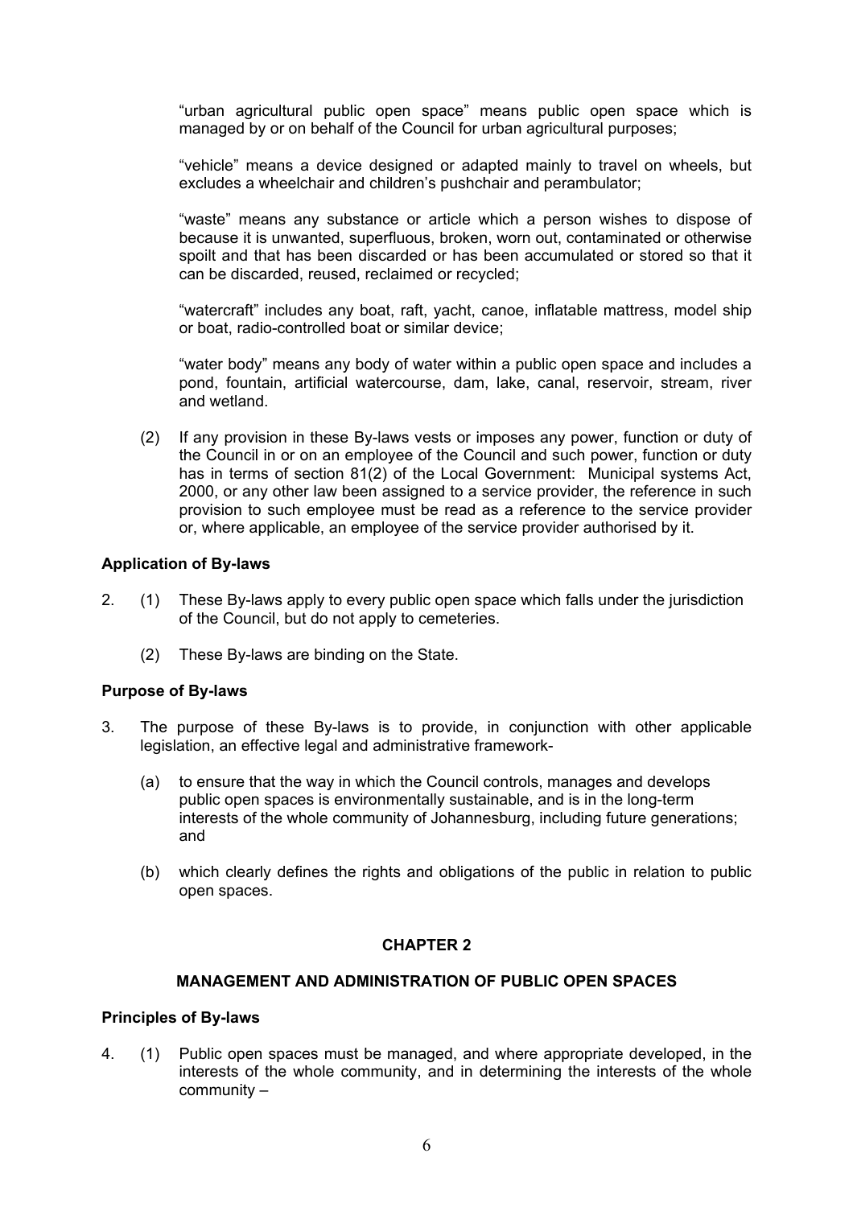"urban agricultural public open space" means public open space which is managed by or on behalf of the Council for urban agricultural purposes;

"vehicle" means a device designed or adapted mainly to travel on wheels, but excludes a wheelchair and children's pushchair and perambulator;

"waste" means any substance or article which a person wishes to dispose of because it is unwanted, superfluous, broken, worn out, contaminated or otherwise spoilt and that has been discarded or has been accumulated or stored so that it can be discarded, reused, reclaimed or recycled;

"watercraft" includes any boat, raft, yacht, canoe, inflatable mattress, model ship or boat, radio-controlled boat or similar device;

"water body" means any body of water within a public open space and includes a pond, fountain, artificial watercourse, dam, lake, canal, reservoir, stream, river and wetland.

(2) If any provision in these By-laws vests or imposes any power, function or duty of the Council in or on an employee of the Council and such power, function or duty has in terms of section 81(2) of the Local Government: Municipal systems Act, 2000, or any other law been assigned to a service provider, the reference in such provision to such employee must be read as a reference to the service provider or, where applicable, an employee of the service provider authorised by it.

**Application of By-laws**

2. (1) These By-laws apply to every public open space which falls under the jurisdiction of the Council, but do not apply to cemeteries.

   (2) These By-laws are binding on the State.

**Purpose of By-laws**

3. The purpose of these By-laws is to provide, in conjunction with other applicable legislation, an effective legal and administrative framework-

   (a) to ensure that the way in which the Council controls, manages and develops public open spaces is environmentally sustainable, and is in the long-term interests of the whole community of Johannesburg, including future generations; and

   (b) which clearly defines the rights and obligations of the public in relation to public open spaces.

**CHAPTER 2**

**MANAGEMENT AND ADMINISTRATION OF PUBLIC OPEN SPACES**

**Principles of By-laws**

4. (1) Public open spaces must be managed, and where appropriate developed, in the interests of the whole community, and in determining the interests of the whole community –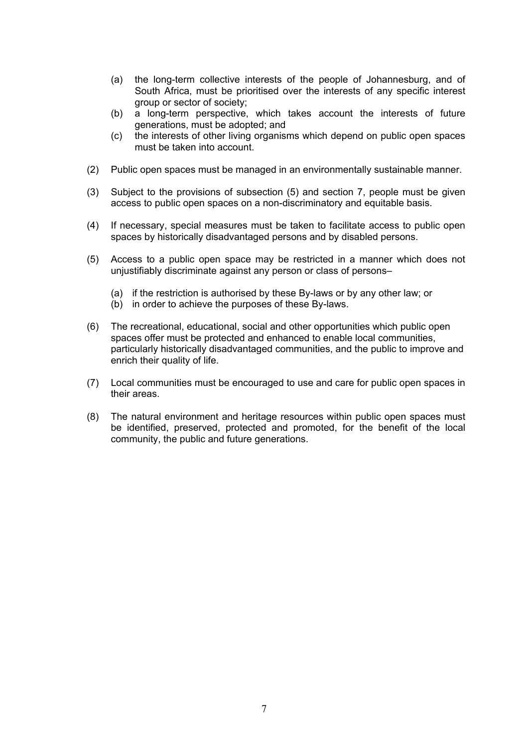(a) the long-term collective interests of the people of Johannesburg, and of South Africa, must be prioritised over the interests of any specific interest group or sector of society;
(b) a long-term perspective, which takes account the interests of future generations, must be adopted; and
(c) the interests of other living organisms which depend on public open spaces must be taken into account.

(2) Public open spaces must be managed in an environmentally sustainable manner.

(3) Subject to the provisions of subsection (5) and section 7, people must be given access to public open spaces on a non-discriminatory and equitable basis.

(4) If necessary, special measures must be taken to facilitate access to public open spaces by historically disadvantaged persons and by disabled persons.

(5) Access to a public open space may be restricted in a manner which does not unjustifiably discriminate against any person or class of persons–

(a) if the restriction is authorised by these By-laws or by any other law; or
(b) in order to achieve the purposes of these By-laws.

(6) The recreational, educational, social and other opportunities which public open spaces offer must be protected and enhanced to enable local communities, particularly historically disadvantaged communities, and the public to improve and enrich their quality of life.

(7) Local communities must be encouraged to use and care for public open spaces in their areas.

(8) The natural environment and heritage resources within public open spaces must be identified, preserved, protected and promoted, for the benefit of the local community, the public and future generations.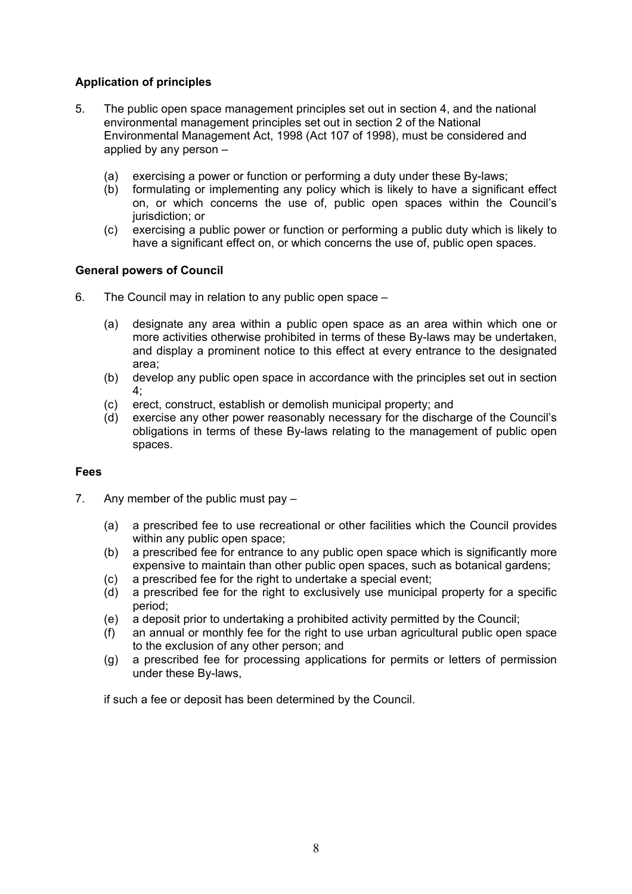**Application of principles**

5. The public open space management principles set out in section 4, and the national environmental management principles set out in section 2 of the National Environmental Management Act, 1998 (Act 107 of 1998), must be considered and applied by any person –

    (a) exercising a power or function or performing a duty under these By-laws;
    (b) formulating or implementing any policy which is likely to have a significant effect on, or which concerns the use of, public open spaces within the Council's jurisdiction; or
    (c) exercising a public power or function or performing a public duty which is likely to have a significant effect on, or which concerns the use of, public open spaces.

**General powers of Council**

6. The Council may in relation to any public open space –

    (a) designate any area within a public open space as an area within which one or more activities otherwise prohibited in terms of these By-laws may be undertaken, and display a prominent notice to this effect at every entrance to the designated area;
    (b) develop any public open space in accordance with the principles set out in section 4;
    (c) erect, construct, establish or demolish municipal property; and
    (d) exercise any other power reasonably necessary for the discharge of the Council's obligations in terms of these By-laws relating to the management of public open spaces.

**Fees**

7. Any member of the public must pay –

    (a) a prescribed fee to use recreational or other facilities which the Council provides within any public open space;
    (b) a prescribed fee for entrance to any public open space which is significantly more expensive to maintain than other public open spaces, such as botanical gardens;
    (c) a prescribed fee for the right to undertake a special event;
    (d) a prescribed fee for the right to exclusively use municipal property for a specific period;
    (e) a deposit prior to undertaking a prohibited activity permitted by the Council;
    (f) an annual or monthly fee for the right to use urban agricultural public open space to the exclusion of any other person; and
    (g) a prescribed fee for processing applications for permits or letters of permission under these By-laws,

    if such a fee or deposit has been determined by the Council.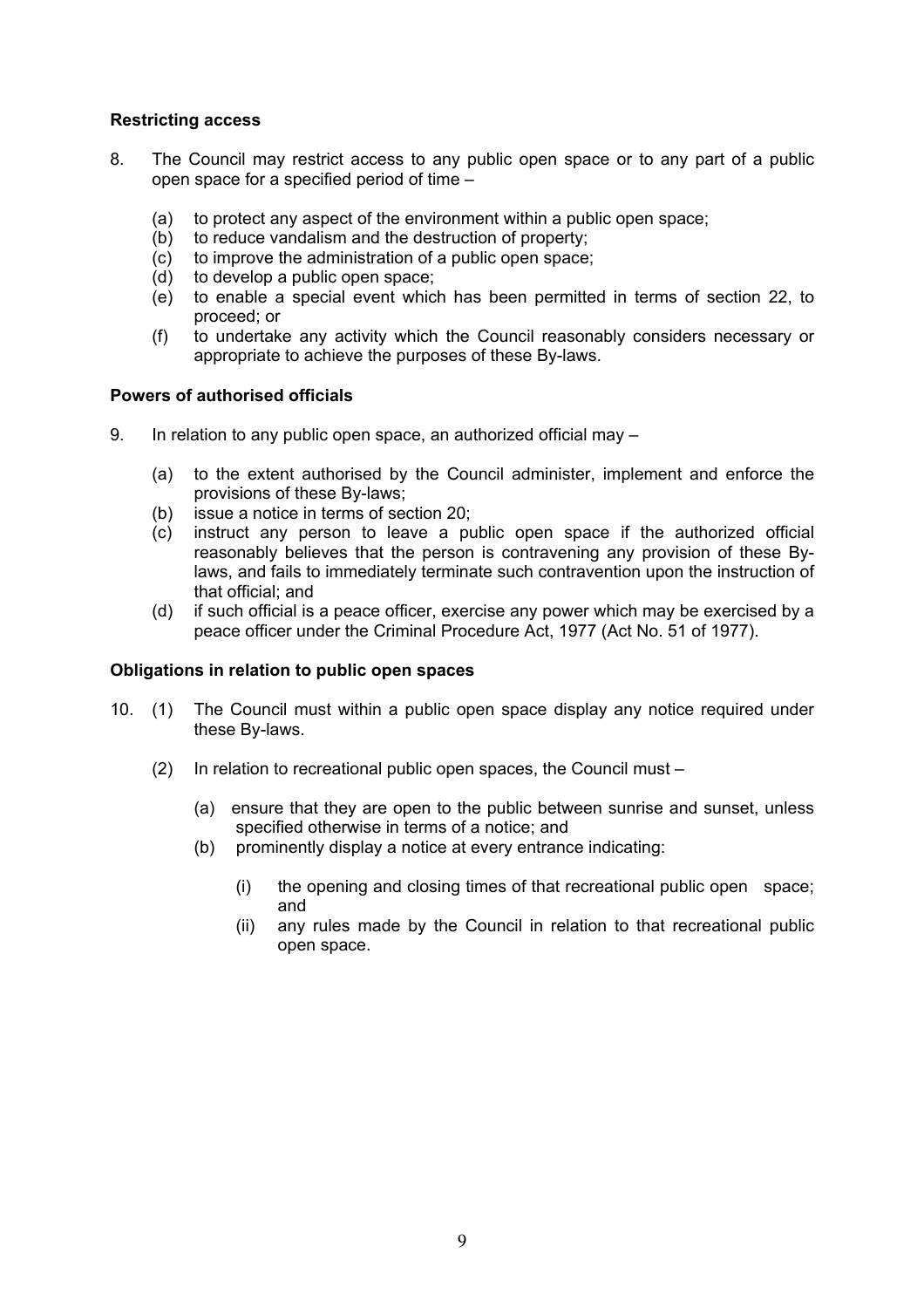**Restricting access**

8. The Council may restrict access to any public open space or to any part of a public open space for a specified period of time –

   (a) to protect any aspect of the environment within a public open space;
   (b) to reduce vandalism and the destruction of property;
   (c) to improve the administration of a public open space;
   (d) to develop a public open space;
   (e) to enable a special event which has been permitted in terms of section 22, to proceed; or
   (f) to undertake any activity which the Council reasonably considers necessary or appropriate to achieve the purposes of these By-laws.

**Powers of authorised officials**

9. In relation to any public open space, an authorized official may –

   (a) to the extent authorised by the Council administer, implement and enforce the provisions of these By-laws;
   (b) issue a notice in terms of section 20;
   (c) instruct any person to leave a public open space if the authorized official reasonably believes that the person is contravening any provision of these By-laws, and fails to immediately terminate such contravention upon the instruction of that official; and
   (d) if such official is a peace officer, exercise any power which may be exercised by a peace officer under the Criminal Procedure Act, 1977 (Act No. 51 of 1977).

**Obligations in relation to public open spaces**

10. (1) The Council must within a public open space display any notice required under these By-laws.

   (2) In relation to recreational public open spaces, the Council must –

      (a) ensure that they are open to the public between sunrise and sunset, unless specified otherwise in terms of a notice; and
      (b) prominently display a notice at every entrance indicating:

         (i) the opening and closing times of that recreational public open space; and
         (ii) any rules made by the Council in relation to that recreational public open space.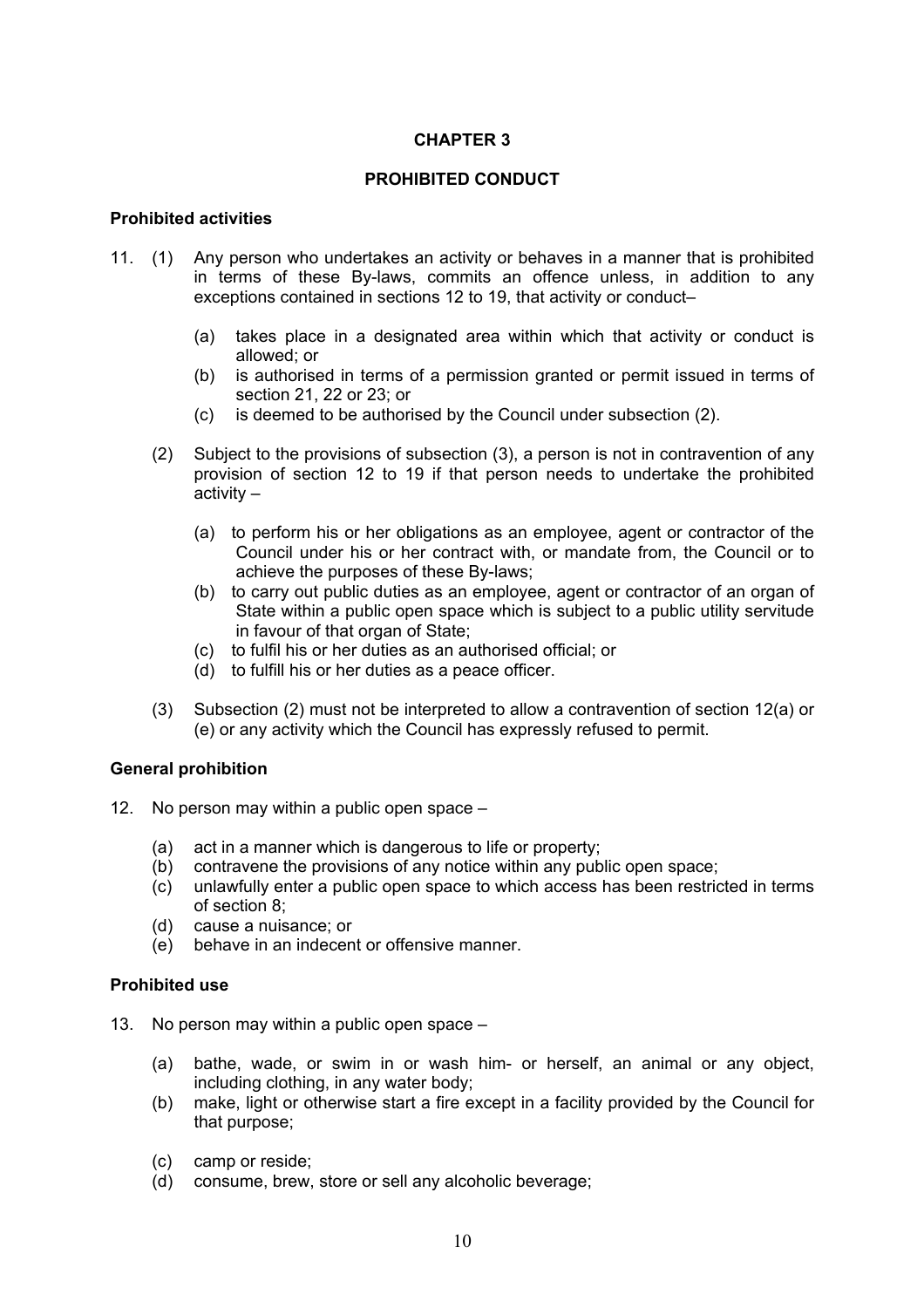## CHAPTER 3

## PROHIBITED CONDUCT

### Prohibited activities

11. (1) Any person who undertakes an activity or behaves in a manner that is prohibited in terms of these By-laws, commits an offence unless, in addition to any exceptions contained in sections 12 to 19, that activity or conduct–

   (a) takes place in a designated area within which that activity or conduct is allowed; or
   (b) is authorised in terms of a permission granted or permit issued in terms of section 21, 22 or 23; or
   (c) is deemed to be authorised by the Council under subsection (2).

(2) Subject to the provisions of subsection (3), a person is not in contravention of any provision of section 12 to 19 if that person needs to undertake the prohibited activity –

   (a) to perform his or her obligations as an employee, agent or contractor of the Council under his or her contract with, or mandate from, the Council or to achieve the purposes of these By-laws;
   (b) to carry out public duties as an employee, agent or contractor of an organ of State within a public open space which is subject to a public utility servitude in favour of that organ of State;
   (c) to fulfil his or her duties as an authorised official; or
   (d) to fulfill his or her duties as a peace officer.

(3) Subsection (2) must not be interpreted to allow a contravention of section 12(a) or (e) or any activity which the Council has expressly refused to permit.

### General prohibition

12. No person may within a public open space –

   (a) act in a manner which is dangerous to life or property;
   (b) contravene the provisions of any notice within any public open space;
   (c) unlawfully enter a public open space to which access has been restricted in terms of section 8;
   (d) cause a nuisance; or
   (e) behave in an indecent or offensive manner.

### Prohibited use

13. No person may within a public open space –

   (a) bathe, wade, or swim in or wash him- or herself, an animal or any object, including clothing, in any water body;
   (b) make, light or otherwise start a fire except in a facility provided by the Council for that purpose;
   (c) camp or reside;
   (d) consume, brew, store or sell any alcoholic beverage;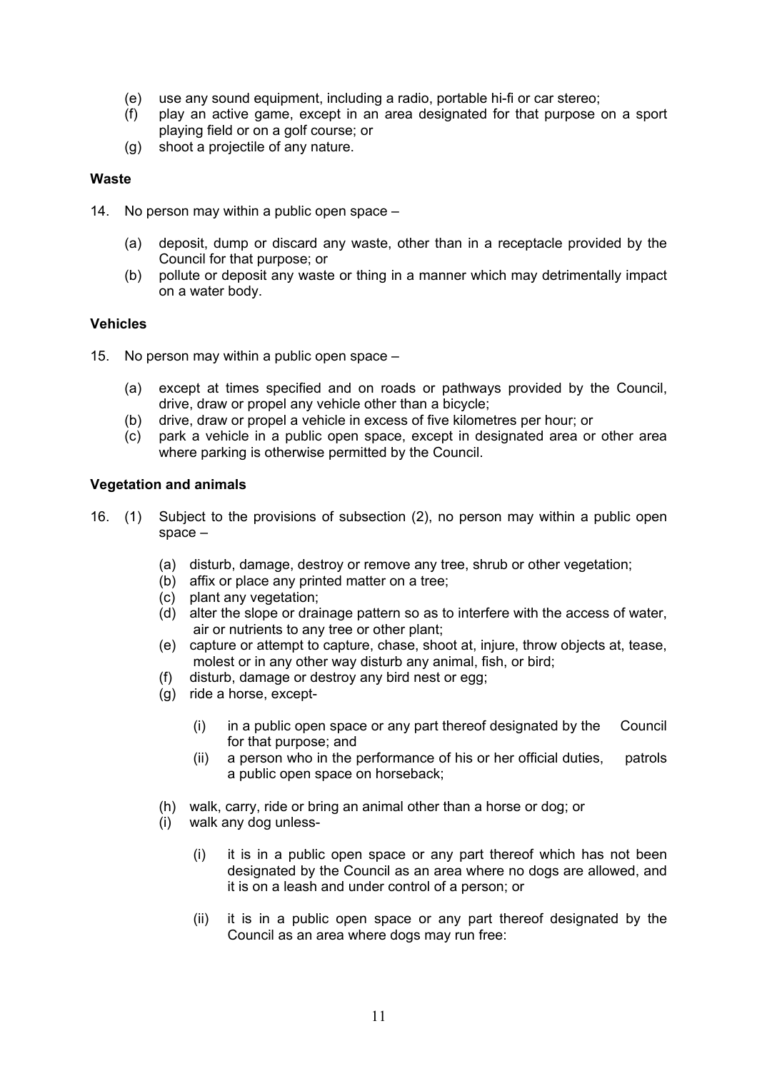(e) use any sound equipment, including a radio, portable hi-fi or car stereo;
(f) play an active game, except in an area designated for that purpose on a sport playing field or on a golf course; or
(g) shoot a projectile of any nature.

**Waste**

14. No person may within a public open space –

   (a) deposit, dump or discard any waste, other than in a receptacle provided by the Council for that purpose; or
   (b) pollute or deposit any waste or thing in a manner which may detrimentally impact on a water body.

**Vehicles**

15. No person may within a public open space –

   (a) except at times specified and on roads or pathways provided by the Council, drive, draw or propel any vehicle other than a bicycle;
   (b) drive, draw or propel a vehicle in excess of five kilometres per hour; or
   (c) park a vehicle in a public open space, except in designated area or other area where parking is otherwise permitted by the Council.

**Vegetation and animals**

16. (1) Subject to the provisions of subsection (2), no person may within a public open space –

   (a) disturb, damage, destroy or remove any tree, shrub or other vegetation;
   (b) affix or place any printed matter on a tree;
   (c) plant any vegetation;
   (d) alter the slope or drainage pattern so as to interfere with the access of water, air or nutrients to any tree or other plant;
   (e) capture or attempt to capture, chase, shoot at, injure, throw objects at, tease, molest or in any other way disturb any animal, fish, or bird;
   (f) disturb, damage or destroy any bird nest or egg;
   (g) ride a horse, except-

      (i) in a public open space or any part thereof designated by the Council for that purpose; and
      (ii) a person who in the performance of his or her official duties, patrols a public open space on horseback;

   (h) walk, carry, ride or bring an animal other than a horse or dog; or
   (i) walk any dog unless-

      (i) it is in a public open space or any part thereof which has not been designated by the Council as an area where no dogs are allowed, and it is on a leash and under control of a person; or

      (ii) it is in a public open space or any part thereof designated by the Council as an area where dogs may run free: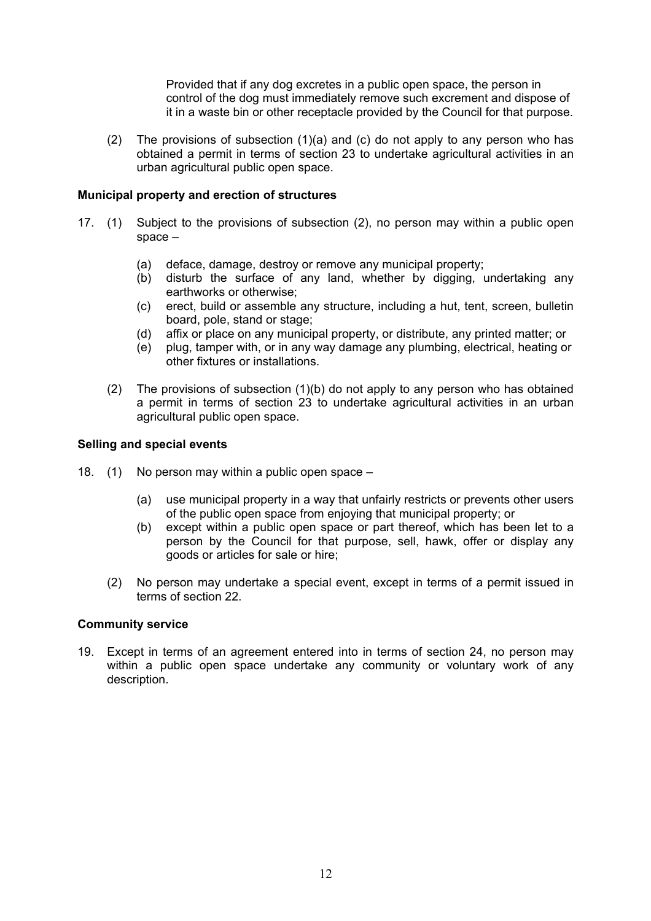Provided that if any dog excretes in a public open space, the person in control of the dog must immediately remove such excrement and dispose of it in a waste bin or other receptacle provided by the Council for that purpose.

(2) The provisions of subsection (1)(a) and (c) do not apply to any person who has obtained a permit in terms of section 23 to undertake agricultural activities in an urban agricultural public open space.

**Municipal property and erection of structures**

17. (1) Subject to the provisions of subsection (2), no person may within a public open space –

    (a) deface, damage, destroy or remove any municipal property;
    (b) disturb the surface of any land, whether by digging, undertaking any earthworks or otherwise;
    (c) erect, build or assemble any structure, including a hut, tent, screen, bulletin board, pole, stand or stage;
    (d) affix or place on any municipal property, or distribute, any printed matter; or
    (e) plug, tamper with, or in any way damage any plumbing, electrical, heating or other fixtures or installations.

    (2) The provisions of subsection (1)(b) do not apply to any person who has obtained a permit in terms of section 23 to undertake agricultural activities in an urban agricultural public open space.

**Selling and special events**

18. (1) No person may within a public open space –

    (a) use municipal property in a way that unfairly restricts or prevents other users of the public open space from enjoying that municipal property; or
    (b) except within a public open space or part thereof, which has been let to a person by the Council for that purpose, sell, hawk, offer or display any goods or articles for sale or hire;

    (2) No person may undertake a special event, except in terms of a permit issued in terms of section 22.

**Community service**

19. Except in terms of an agreement entered into in terms of section 24, no person may within a public open space undertake any community or voluntary work of any description.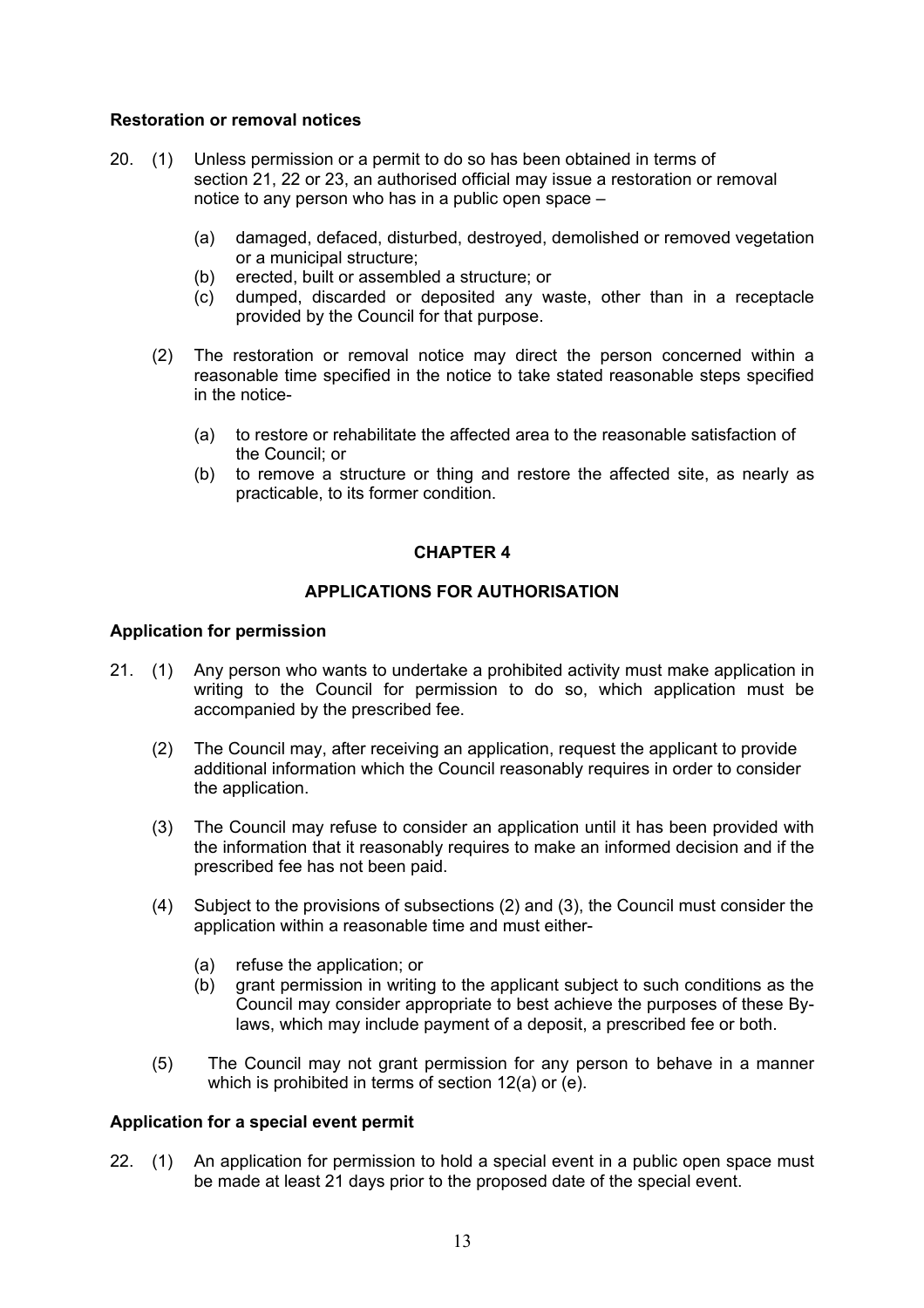**Restoration or removal notices**

20. (1) Unless permission or a permit to do so has been obtained in terms of section 21, 22 or 23, an authorised official may issue a restoration or removal notice to any person who has in a public open space –

(a) damaged, defaced, disturbed, destroyed, demolished or removed vegetation or a municipal structure;
(b) erected, built or assembled a structure; or
(c) dumped, discarded or deposited any waste, other than in a receptacle provided by the Council for that purpose.

(2) The restoration or removal notice may direct the person concerned within a reasonable time specified in the notice to take stated reasonable steps specified in the notice-

(a) to restore or rehabilitate the affected area to the reasonable satisfaction of the Council; or
(b) to remove a structure or thing and restore the affected site, as nearly as practicable, to its former condition.

## CHAPTER 4

## APPLICATIONS FOR AUTHORISATION

**Application for permission**

21. (1) Any person who wants to undertake a prohibited activity must make application in writing to the Council for permission to do so, which application must be accompanied by the prescribed fee.

(2) The Council may, after receiving an application, request the applicant to provide additional information which the Council reasonably requires in order to consider the application.

(3) The Council may refuse to consider an application until it has been provided with the information that it reasonably requires to make an informed decision and if the prescribed fee has not been paid.

(4) Subject to the provisions of subsections (2) and (3), the Council must consider the application within a reasonable time and must either-

(a) refuse the application; or
(b) grant permission in writing to the applicant subject to such conditions as the Council may consider appropriate to best achieve the purposes of these By-laws, which may include payment of a deposit, a prescribed fee or both.

(5) The Council may not grant permission for any person to behave in a manner which is prohibited in terms of section 12(a) or (e).

**Application for a special event permit**

22. (1) An application for permission to hold a special event in a public open space must be made at least 21 days prior to the proposed date of the special event.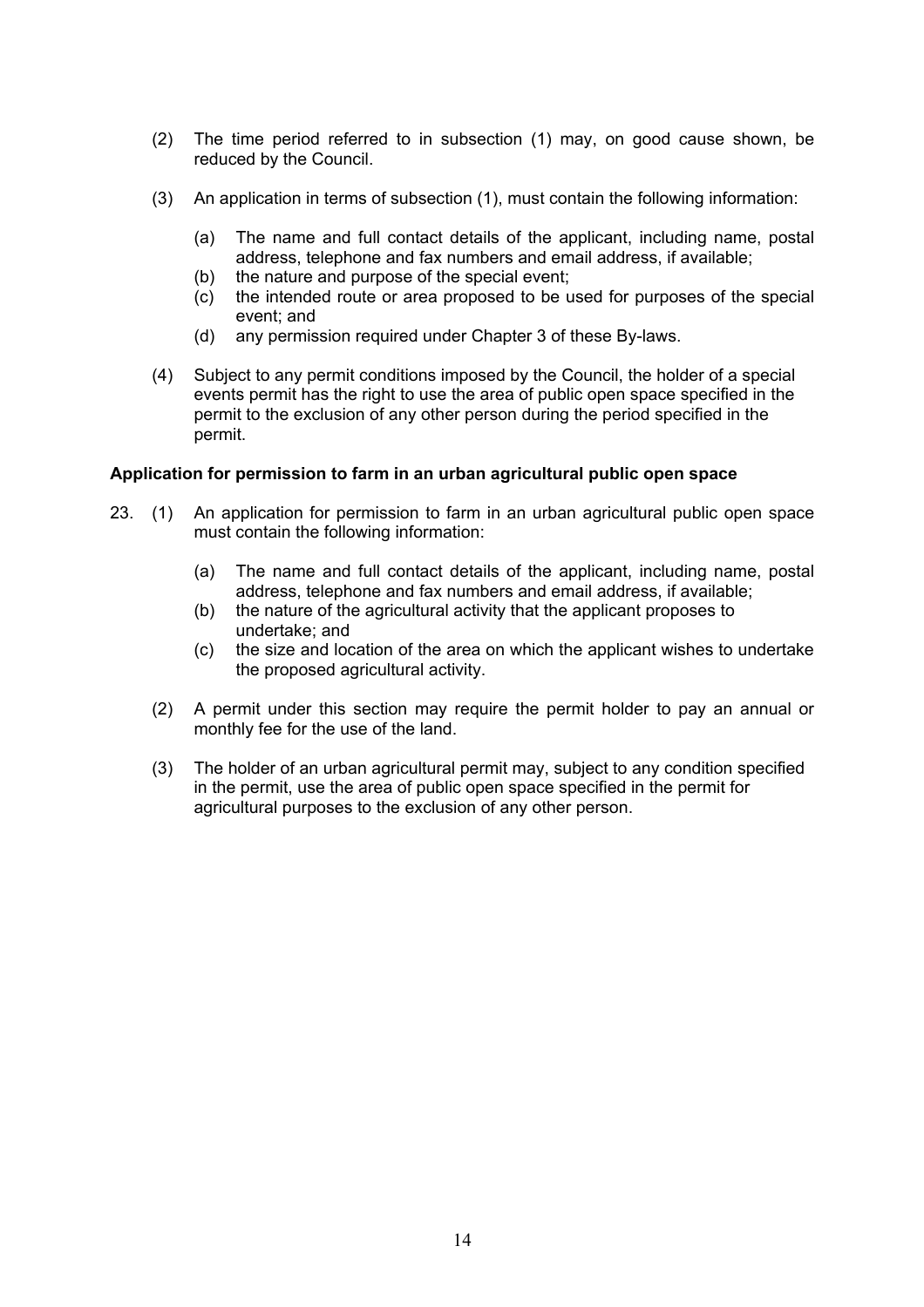(2) The time period referred to in subsection (1) may, on good cause shown, be reduced by the Council.

(3) An application in terms of subsection (1), must contain the following information:

 (a) The name and full contact details of the applicant, including name, postal address, telephone and fax numbers and email address, if available;
 (b) the nature and purpose of the special event;
 (c) the intended route or area proposed to be used for purposes of the special event; and
 (d) any permission required under Chapter 3 of these By-laws.

(4) Subject to any permit conditions imposed by the Council, the holder of a special events permit has the right to use the area of public open space specified in the permit to the exclusion of any other person during the period specified in the permit.

**Application for permission to farm in an urban agricultural public open space**

23. (1) An application for permission to farm in an urban agricultural public open space must contain the following information:

 (a) The name and full contact details of the applicant, including name, postal address, telephone and fax numbers and email address, if available;
 (b) the nature of the agricultural activity that the applicant proposes to undertake; and
 (c) the size and location of the area on which the applicant wishes to undertake the proposed agricultural activity.

(2) A permit under this section may require the permit holder to pay an annual or monthly fee for the use of the land.

(3) The holder of an urban agricultural permit may, subject to any condition specified in the permit, use the area of public open space specified in the permit for agricultural purposes to the exclusion of any other person.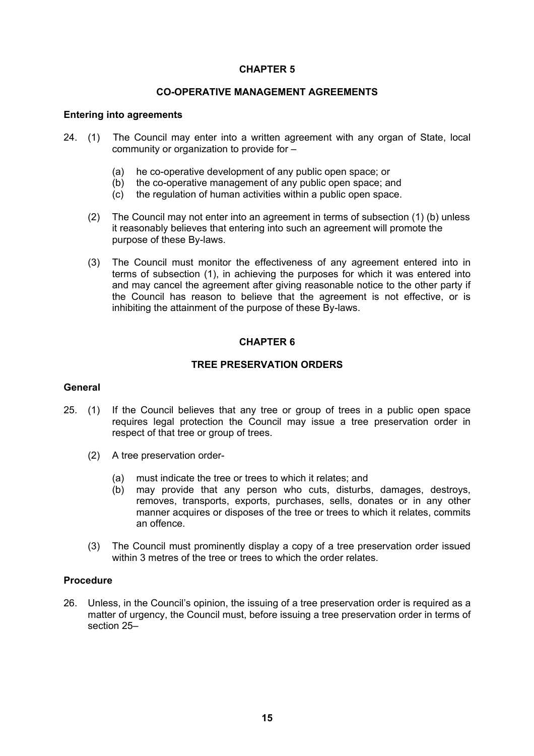## CHAPTER 5

## CO-OPERATIVE MANAGEMENT AGREEMENTS

**Entering into agreements**

24. (1) The Council may enter into a written agreement with any organ of State, local community or organization to provide for –

    (a) he co-operative development of any public open space; or
    (b) the co-operative management of any public open space; and
    (c) the regulation of human activities within a public open space.

    (2) The Council may not enter into an agreement in terms of subsection (1) (b) unless it reasonably believes that entering into such an agreement will promote the purpose of these By-laws.

    (3) The Council must monitor the effectiveness of any agreement entered into in terms of subsection (1), in achieving the purposes for which it was entered into and may cancel the agreement after giving reasonable notice to the other party if the Council has reason to believe that the agreement is not effective, or is inhibiting the attainment of the purpose of these By-laws.

## CHAPTER 6

## TREE PRESERVATION ORDERS

**General**

25. (1) If the Council believes that any tree or group of trees in a public open space requires legal protection the Council may issue a tree preservation order in respect of that tree or group of trees.

    (2) A tree preservation order-

    (a) must indicate the tree or trees to which it relates; and
    (b) may provide that any person who cuts, disturbs, damages, destroys, removes, transports, exports, purchases, sells, donates or in any other manner acquires or disposes of the tree or trees to which it relates, commits an offence.

    (3) The Council must prominently display a copy of a tree preservation order issued within 3 metres of the tree or trees to which the order relates.

**Procedure**

26. Unless, in the Council's opinion, the issuing of a tree preservation order is required as a matter of urgency, the Council must, before issuing a tree preservation order in terms of section 25–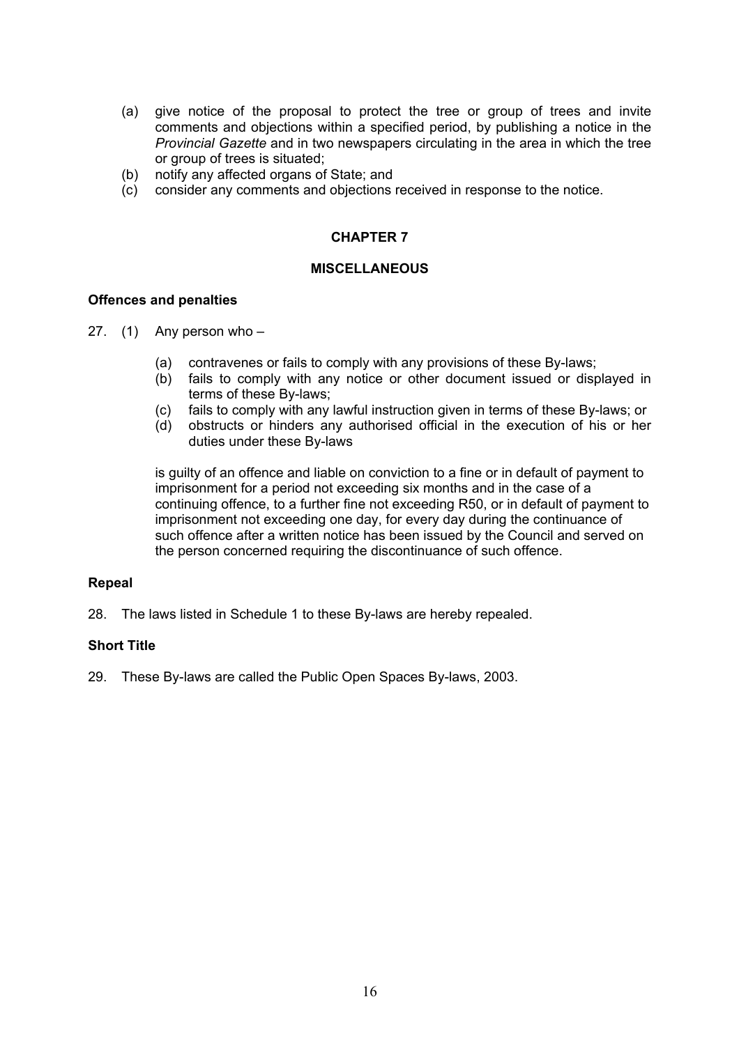(a) give notice of the proposal to protect the tree or group of trees and invite comments and objections within a specified period, by publishing a notice in the *Provincial Gazette* and in two newspapers circulating in the area in which the tree or group of trees is situated;

(b) notify any affected organs of State; and

(c) consider any comments and objections received in response to the notice.

## CHAPTER 7

## MISCELLANEOUS

**Offences and penalties**

27. (1) Any person who –

(a) contravenes or fails to comply with any provisions of these By-laws;

(b) fails to comply with any notice or other document issued or displayed in terms of these By-laws;

(c) fails to comply with any lawful instruction given in terms of these By-laws; or

(d) obstructs or hinders any authorised official in the execution of his or her duties under these By-laws

is guilty of an offence and liable on conviction to a fine or in default of payment to imprisonment for a period not exceeding six months and in the case of a continuing offence, to a further fine not exceeding R50, or in default of payment to imprisonment not exceeding one day, for every day during the continuance of such offence after a written notice has been issued by the Council and served on the person concerned requiring the discontinuance of such offence.

**Repeal**

28. The laws listed in Schedule 1 to these By-laws are hereby repealed.

**Short Title**

29. These By-laws are called the Public Open Spaces By-laws, 2003.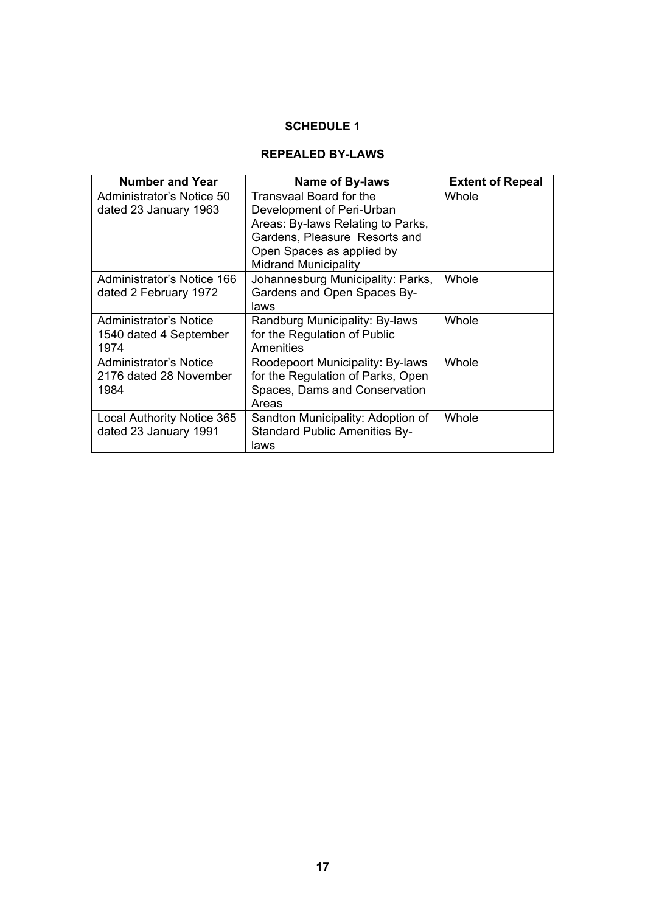## SCHEDULE 1

## REPEALED BY-LAWS

| Number and Year | Name of By-laws | Extent of Repeal |
|---|---|---|
| Administrator's Notice 50 dated 23 January 1963 | Transvaal Board for the Development of Peri-Urban Areas: By-laws Relating to Parks, Gardens, Pleasure Resorts and Open Spaces as applied by Midrand Municipality | Whole |
| Administrator's Notice 166 dated 2 February 1972 | Johannesburg Municipality: Parks, Gardens and Open Spaces By-laws | Whole |
| Administrator's Notice 1540 dated 4 September 1974 | Randburg Municipality: By-laws for the Regulation of Public Amenities | Whole |
| Administrator's Notice 2176 dated 28 November 1984 | Roodepoort Municipality: By-laws for the Regulation of Parks, Open Spaces, Dams and Conservation Areas | Whole |
| Local Authority Notice 365 dated 23 January 1991 | Sandton Municipality: Adoption of Standard Public Amenities By-laws | Whole |